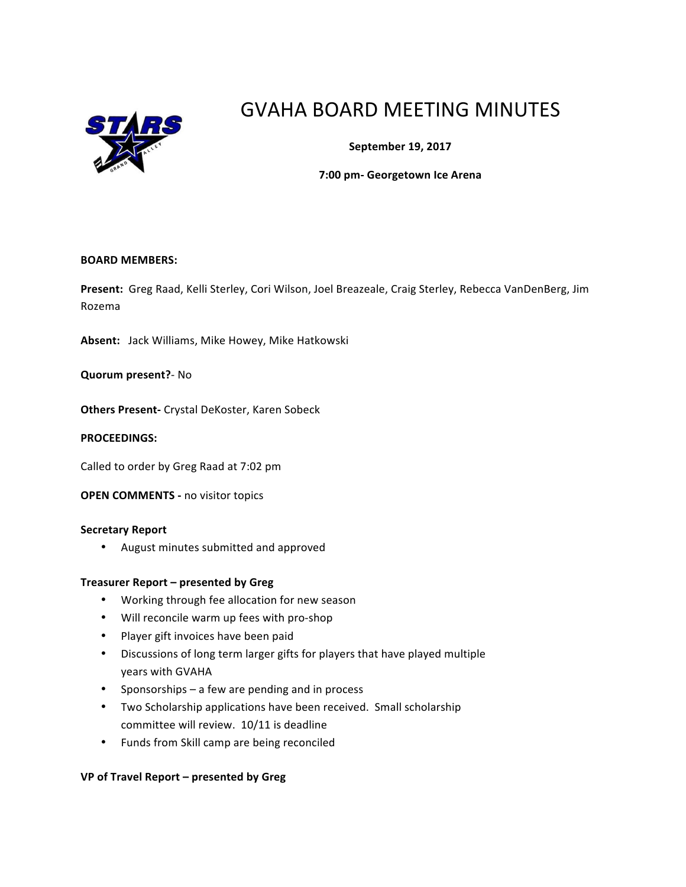# GVAHA BOARD MEETING MINUTES

**September 19, 2017**

**7:00 pm- Georgetown Ice Arena**

**BOARD MEMBERS:**

**Present:** Greg Raad, Kelli Sterley, Cori Wilson, Joel Breazeale, Craig Sterley, Rebecca VanDenBerg, Jim Rozema

**Absent:** Jack Williams, Mike Howey, Mike Hatkowski

**Quorum present?**- No

**Others Present-** Crystal DeKoster, Karen Sobeck

**PROCEEDINGS:**

Called to order by Greg Raad at 7:02 pm

**OPEN COMMENTS -** no visitor topics

**Secretary Report**

- August minutes submitted and approved

**Treasurer Report – presented by Greg**

- Working through fee allocation for new season
- Will reconcile warm up fees with pro-shop
- Player gift invoices have been paid
- Discussions of long term larger gifts for players that have played multiple years with GVAHA
- Sponsorships – a few are pending and in process
- Two Scholarship applications have been received. Small scholarship committee will review. 10/11 is deadline
- Funds from Skill camp are being reconciled

**VP of Travel Report – presented by Greg**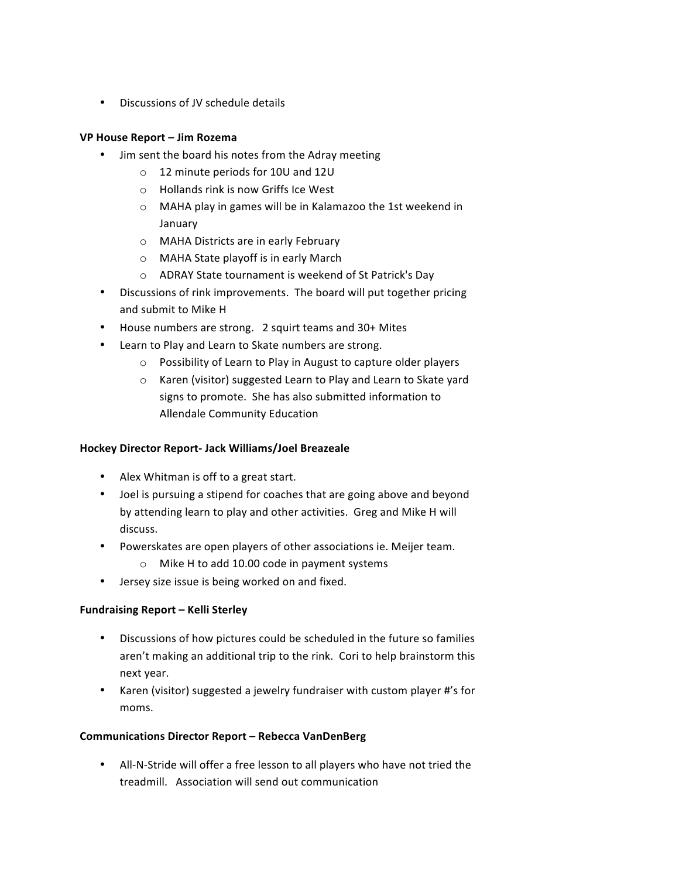- Discussions of JV schedule details

**VP House Report – Jim Rozema**

- Jim sent the board his notes from the Adray meeting
  - 12 minute periods for 10U and 12U
  - Hollands rink is now Griffs Ice West
  - MAHA play in games will be in Kalamazoo the 1st weekend in January
  - MAHA Districts are in early February
  - MAHA State playoff is in early March
  - ADRAY State tournament is weekend of St Patrick's Day
- Discussions of rink improvements. The board will put together pricing and submit to Mike H
- House numbers are strong. 2 squirt teams and 30+ Mites
- Learn to Play and Learn to Skate numbers are strong.
  - Possibility of Learn to Play in August to capture older players
  - Karen (visitor) suggested Learn to Play and Learn to Skate yard signs to promote. She has also submitted information to Allendale Community Education

**Hockey Director Report- Jack Williams/Joel Breazeale**

- Alex Whitman is off to a great start.
- Joel is pursuing a stipend for coaches that are going above and beyond by attending learn to play and other activities. Greg and Mike H will discuss.
- Powerskates are open players of other associations ie. Meijer team.
  - Mike H to add 10.00 code in payment systems
- Jersey size issue is being worked on and fixed.

**Fundraising Report – Kelli Sterley**

- Discussions of how pictures could be scheduled in the future so families aren't making an additional trip to the rink. Cori to help brainstorm this next year.
- Karen (visitor) suggested a jewelry fundraiser with custom player #'s for moms.

**Communications Director Report – Rebecca VanDenBerg**

- All-N-Stride will offer a free lesson to all players who have not tried the treadmill. Association will send out communication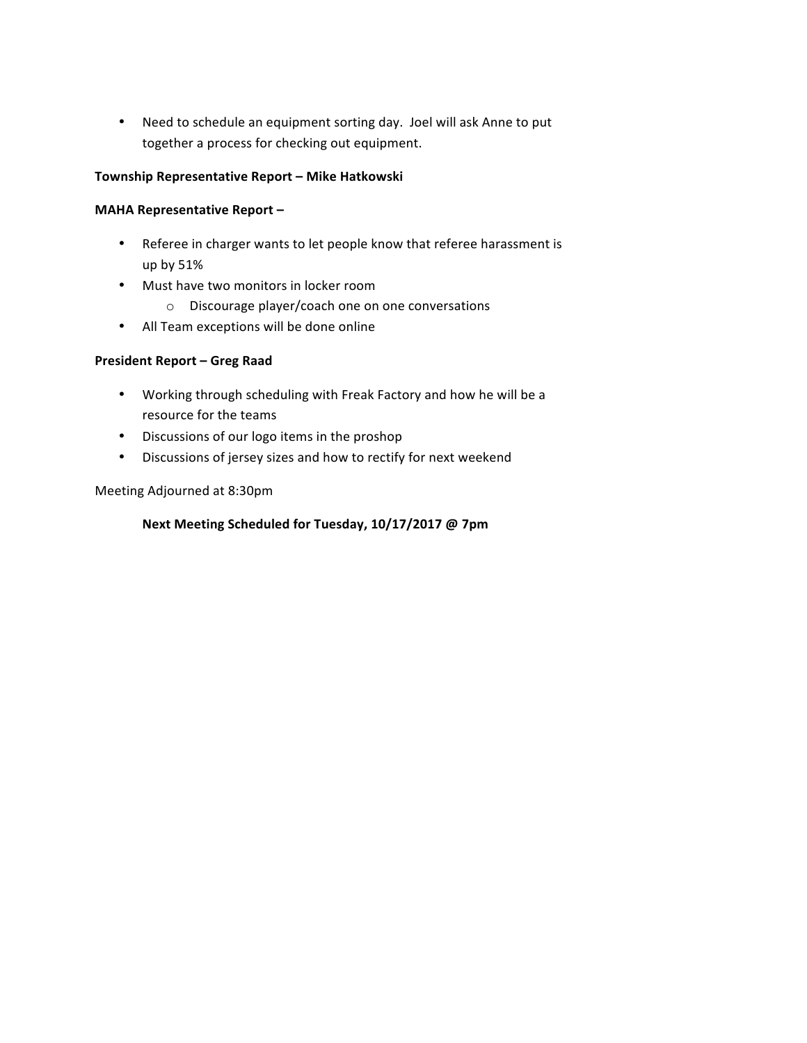- Need to schedule an equipment sorting day. Joel will ask Anne to put together a process for checking out equipment.

**Township Representative Report – Mike Hatkowski**

**MAHA Representative Report –**

- Referee in charger wants to let people know that referee harassment is up by 51%
- Must have two monitors in locker room
  - Discourage player/coach one on one conversations
- All Team exceptions will be done online

**President Report – Greg Raad**

- Working through scheduling with Freak Factory and how he will be a resource for the teams
- Discussions of our logo items in the proshop
- Discussions of jersey sizes and how to rectify for next weekend

Meeting Adjourned at 8:30pm

**Next Meeting Scheduled for Tuesday, 10/17/2017 @ 7pm**